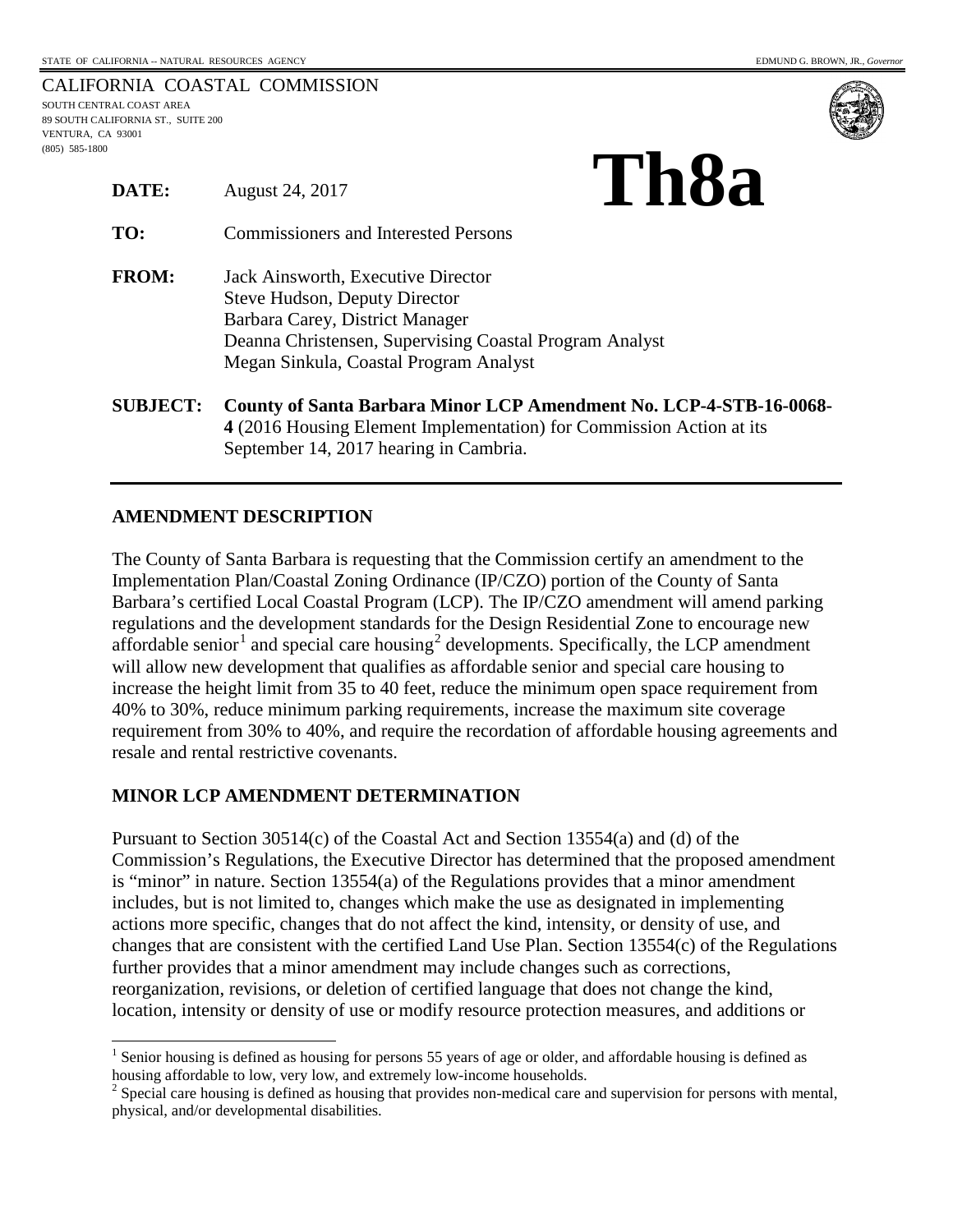STATE OF CALIFORNIA -- NATURAL RESOURCES AGENCY

EDMUND G. BROWN, JR., *Governor*

CALIFORNIA COASTAL COMMISSION
SOUTH CENTRAL COAST AREA
89 SOUTH CALIFORNIA ST., SUITE 200
VENTURA, CA 93001
(805) 585-1800

# Th8a

**DATE:** August 24, 2017

**TO:** Commissioners and Interested Persons

**FROM:** Jack Ainsworth, Executive Director
Steve Hudson, Deputy Director
Barbara Carey, District Manager
Deanna Christensen, Supervising Coastal Program Analyst
Megan Sinkula, Coastal Program Analyst

**SUBJECT:** **County of Santa Barbara Minor LCP Amendment No. LCP-4-STB-16-0068-4** (2016 Housing Element Implementation) for Commission Action at its September 14, 2017 hearing in Cambria.

---

## AMENDMENT DESCRIPTION

The County of Santa Barbara is requesting that the Commission certify an amendment to the Implementation Plan/Coastal Zoning Ordinance (IP/CZO) portion of the County of Santa Barbara's certified Local Coastal Program (LCP). The IP/CZO amendment will amend parking regulations and the development standards for the Design Residential Zone to encourage new affordable senior[1] and special care housing[2] developments. Specifically, the LCP amendment will allow new development that qualifies as affordable senior and special care housing to increase the height limit from 35 to 40 feet, reduce the minimum open space requirement from 40% to 30%, reduce minimum parking requirements, increase the maximum site coverage requirement from 30% to 40%, and require the recordation of affordable housing agreements and resale and rental restrictive covenants.

## MINOR LCP AMENDMENT DETERMINATION

Pursuant to Section 30514(c) of the Coastal Act and Section 13554(a) and (d) of the Commission's Regulations, the Executive Director has determined that the proposed amendment is "minor" in nature. Section 13554(a) of the Regulations provides that a minor amendment includes, but is not limited to, changes which make the use as designated in implementing actions more specific, changes that do not affect the kind, intensity, or density of use, and changes that are consistent with the certified Land Use Plan. Section 13554(c) of the Regulations further provides that a minor amendment may include changes such as corrections, reorganization, revisions, or deletion of certified language that does not change the kind, location, intensity or density of use or modify resource protection measures, and additions or

---

[1] Senior housing is defined as housing for persons 55 years of age or older, and affordable housing is defined as housing affordable to low, very low, and extremely low-income households.

[2] Special care housing is defined as housing that provides non-medical care and supervision for persons with mental, physical, and/or developmental disabilities.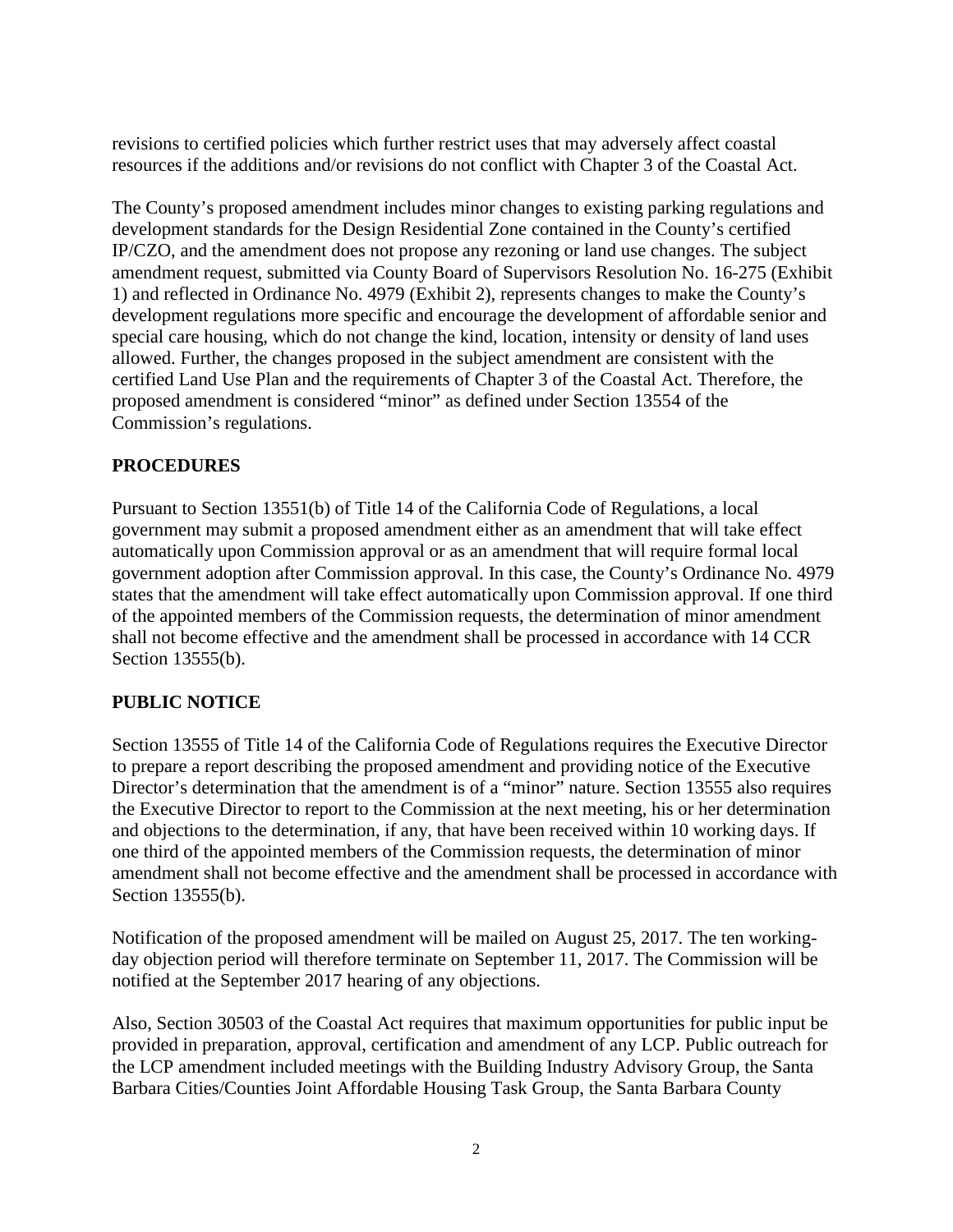revisions to certified policies which further restrict uses that may adversely affect coastal resources if the additions and/or revisions do not conflict with Chapter 3 of the Coastal Act.

The County's proposed amendment includes minor changes to existing parking regulations and development standards for the Design Residential Zone contained in the County's certified IP/CZO, and the amendment does not propose any rezoning or land use changes. The subject amendment request, submitted via County Board of Supervisors Resolution No. 16-275 (Exhibit 1) and reflected in Ordinance No. 4979 (Exhibit 2), represents changes to make the County's development regulations more specific and encourage the development of affordable senior and special care housing, which do not change the kind, location, intensity or density of land uses allowed. Further, the changes proposed in the subject amendment are consistent with the certified Land Use Plan and the requirements of Chapter 3 of the Coastal Act. Therefore, the proposed amendment is considered "minor" as defined under Section 13554 of the Commission's regulations.

## PROCEDURES

Pursuant to Section 13551(b) of Title 14 of the California Code of Regulations, a local government may submit a proposed amendment either as an amendment that will take effect automatically upon Commission approval or as an amendment that will require formal local government adoption after Commission approval. In this case, the County's Ordinance No. 4979 states that the amendment will take effect automatically upon Commission approval. If one third of the appointed members of the Commission requests, the determination of minor amendment shall not become effective and the amendment shall be processed in accordance with 14 CCR Section 13555(b).

## PUBLIC NOTICE

Section 13555 of Title 14 of the California Code of Regulations requires the Executive Director to prepare a report describing the proposed amendment and providing notice of the Executive Director's determination that the amendment is of a "minor" nature. Section 13555 also requires the Executive Director to report to the Commission at the next meeting, his or her determination and objections to the determination, if any, that have been received within 10 working days. If one third of the appointed members of the Commission requests, the determination of minor amendment shall not become effective and the amendment shall be processed in accordance with Section 13555(b).

Notification of the proposed amendment will be mailed on August 25, 2017. The ten working-day objection period will therefore terminate on September 11, 2017. The Commission will be notified at the September 2017 hearing of any objections.

Also, Section 30503 of the Coastal Act requires that maximum opportunities for public input be provided in preparation, approval, certification and amendment of any LCP. Public outreach for the LCP amendment included meetings with the Building Industry Advisory Group, the Santa Barbara Cities/Counties Joint Affordable Housing Task Group, the Santa Barbara County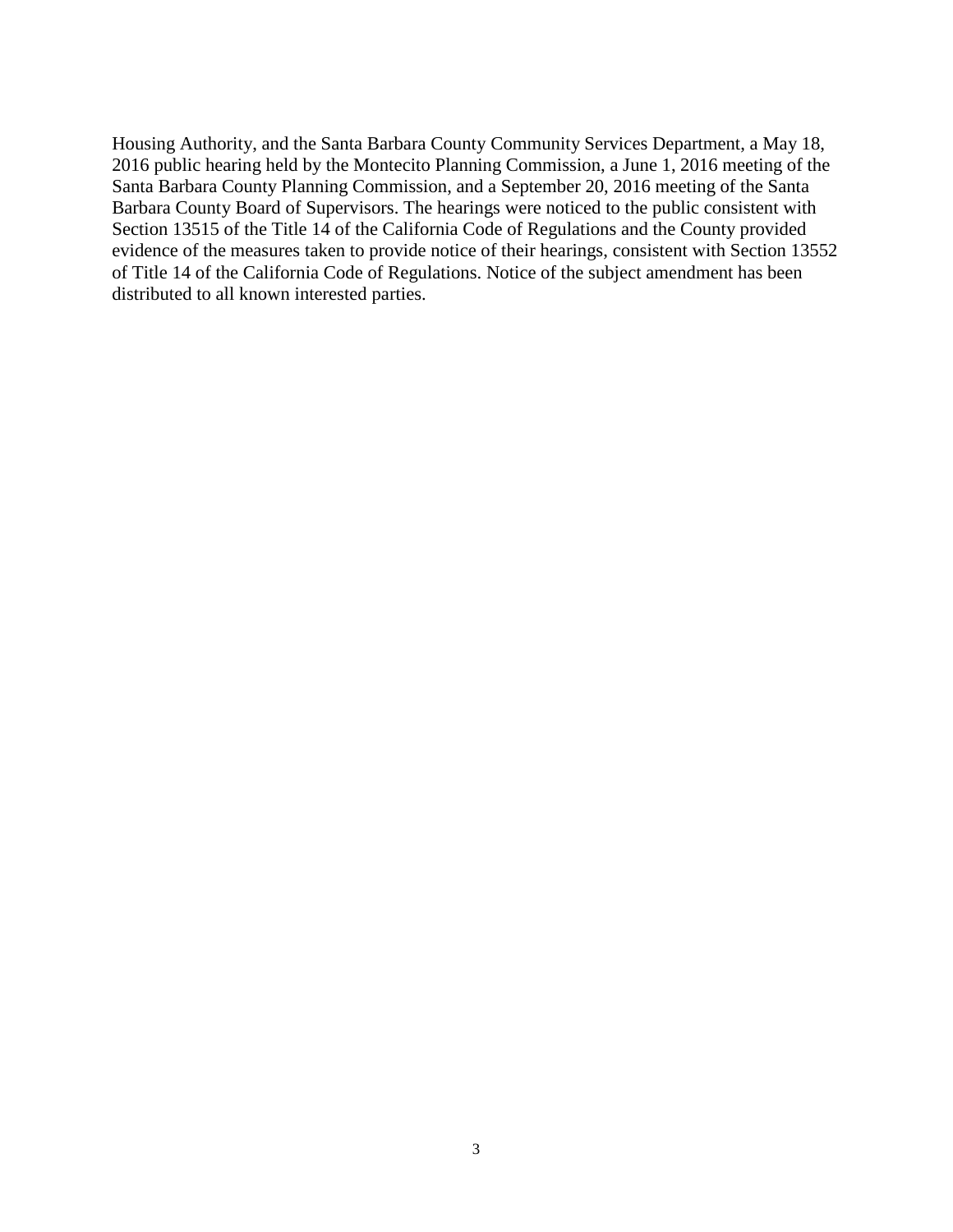Housing Authority, and the Santa Barbara County Community Services Department, a May 18, 2016 public hearing held by the Montecito Planning Commission, a June 1, 2016 meeting of the Santa Barbara County Planning Commission, and a September 20, 2016 meeting of the Santa Barbara County Board of Supervisors. The hearings were noticed to the public consistent with Section 13515 of the Title 14 of the California Code of Regulations and the County provided evidence of the measures taken to provide notice of their hearings, consistent with Section 13552 of Title 14 of the California Code of Regulations. Notice of the subject amendment has been distributed to all known interested parties.